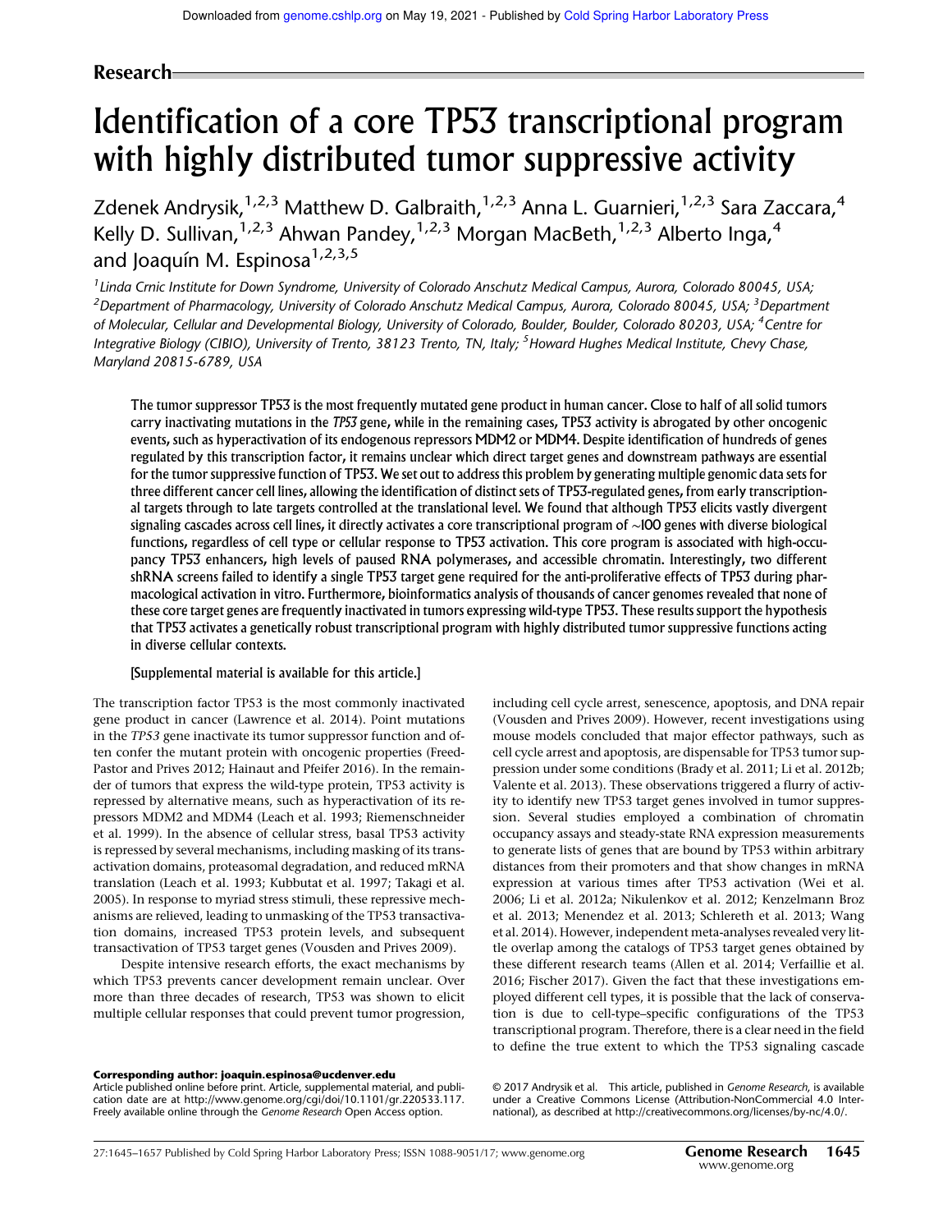Research

# Identification of a core TP53 transcriptional program with highly distributed tumor suppressive activity

Zdenek Andrysik,[1,2,3] Matthew D. Galbraith,[1,2,3] Anna L. Guarnieri,[1,2,3] Sara Zaccara,[4] Kelly D. Sullivan,[1,2,3] Ahwan Pandey,[1,2,3] Morgan MacBeth,[1,2,3] Alberto Inga,[4] and Joaquín M. Espinosa[1,2,3,5]

[1]Linda Crnic Institute for Down Syndrome, University of Colorado Anschutz Medical Campus, Aurora, Colorado 80045, USA; [2]Department of Pharmacology, University of Colorado Anschutz Medical Campus, Aurora, Colorado 80045, USA; [3]Department of Molecular, Cellular and Developmental Biology, University of Colorado, Boulder, Boulder, Colorado 80203, USA; [4]Centre for Integrative Biology (CIBIO), University of Trento, 38123 Trento, TN, Italy; [5]Howard Hughes Medical Institute, Chevy Chase, Maryland 20815-6789, USA

**The tumor suppressor TP53 is the most frequently mutated gene product in human cancer. Close to half of all solid tumors carry inactivating mutations in the *TP53* gene, while in the remaining cases, TP53 activity is abrogated by other oncogenic events, such as hyperactivation of its endogenous repressors MDM2 or MDM4. Despite identification of hundreds of genes regulated by this transcription factor, it remains unclear which direct target genes and downstream pathways are essential for the tumor suppressive function of TP53. We set out to address this problem by generating multiple genomic data sets for three different cancer cell lines, allowing the identification of distinct sets of TP53-regulated genes, from early transcriptional targets through to late targets controlled at the translational level. We found that although TP53 elicits vastly divergent signaling cascades across cell lines, it directly activates a core transcriptional program of ∼100 genes with diverse biological functions, regardless of cell type or cellular response to TP53 activation. This core program is associated with high-occupancy TP53 enhancers, high levels of paused RNA polymerases, and accessible chromatin. Interestingly, two different shRNA screens failed to identify a single TP53 target gene required for the anti-proliferative effects of TP53 during pharmacological activation in vitro. Furthermore, bioinformatics analysis of thousands of cancer genomes revealed that none of these core target genes are frequently inactivated in tumors expressing wild-type TP53. These results support the hypothesis that TP53 activates a genetically robust transcriptional program with highly distributed tumor suppressive functions acting in diverse cellular contexts.**

[Supplemental material is available for this article.]

The transcription factor TP53 is the most commonly inactivated gene product in cancer (Lawrence et al. 2014). Point mutations in the *TP53* gene inactivate its tumor suppressor function and often confer the mutant protein with oncogenic properties (Freed-Pastor and Prives 2012; Hainaut and Pfeifer 2016). In the remainder of tumors that express the wild-type protein, TP53 activity is repressed by alternative means, such as hyperactivation of its repressors MDM2 and MDM4 (Leach et al. 1993; Riemenschneider et al. 1999). In the absence of cellular stress, basal TP53 activity is repressed by several mechanisms, including masking of its transactivation domains, proteasomal degradation, and reduced mRNA translation (Leach et al. 1993; Kubbutat et al. 1997; Takagi et al. 2005). In response to myriad stress stimuli, these repressive mechanisms are relieved, leading to unmasking of the TP53 transactivation domains, increased TP53 protein levels, and subsequent transactivation of TP53 target genes (Vousden and Prives 2009).

Despite intensive research efforts, the exact mechanisms by which TP53 prevents cancer development remain unclear. Over more than three decades of research, TP53 was shown to elicit multiple cellular responses that could prevent tumor progression, including cell cycle arrest, senescence, apoptosis, and DNA repair (Vousden and Prives 2009). However, recent investigations using mouse models concluded that major effector pathways, such as cell cycle arrest and apoptosis, are dispensable for TP53 tumor suppression under some conditions (Brady et al. 2011; Li et al. 2012b; Valente et al. 2013). These observations triggered a flurry of activity to identify new TP53 target genes involved in tumor suppression. Several studies employed a combination of chromatin occupancy assays and steady-state RNA expression measurements to generate lists of genes that are bound by TP53 within arbitrary distances from their promoters and that show changes in mRNA expression at various times after TP53 activation (Wei et al. 2006; Li et al. 2012a; Nikulenkov et al. 2012; Kenzelmann Broz et al. 2013; Menendez et al. 2013; Schlereth et al. 2013; Wang et al. 2014). However, independent meta-analyses revealed very little overlap among the catalogs of TP53 target genes obtained by these different research teams (Allen et al. 2014; Verfaillie et al. 2016; Fischer 2017). Given the fact that these investigations employed different cell types, it is possible that the lack of conservation is due to cell-type–specific configurations of the TP53 transcriptional program. Therefore, there is a clear need in the field to define the true extent to which the TP53 signaling cascade

**Corresponding author: joaquin.espinosa@ucdenver.edu**
Article published online before print. Article, supplemental material, and publication date are at http://www.genome.org/cgi/doi/10.1101/gr.220533.117. Freely available online through the *Genome Research* Open Access option.

© 2017 Andrysik et al. This article, published in *Genome Research*, is available under a Creative Commons License (Attribution-NonCommercial 4.0 International), as described at http://creativecommons.org/licenses/by-nc/4.0/.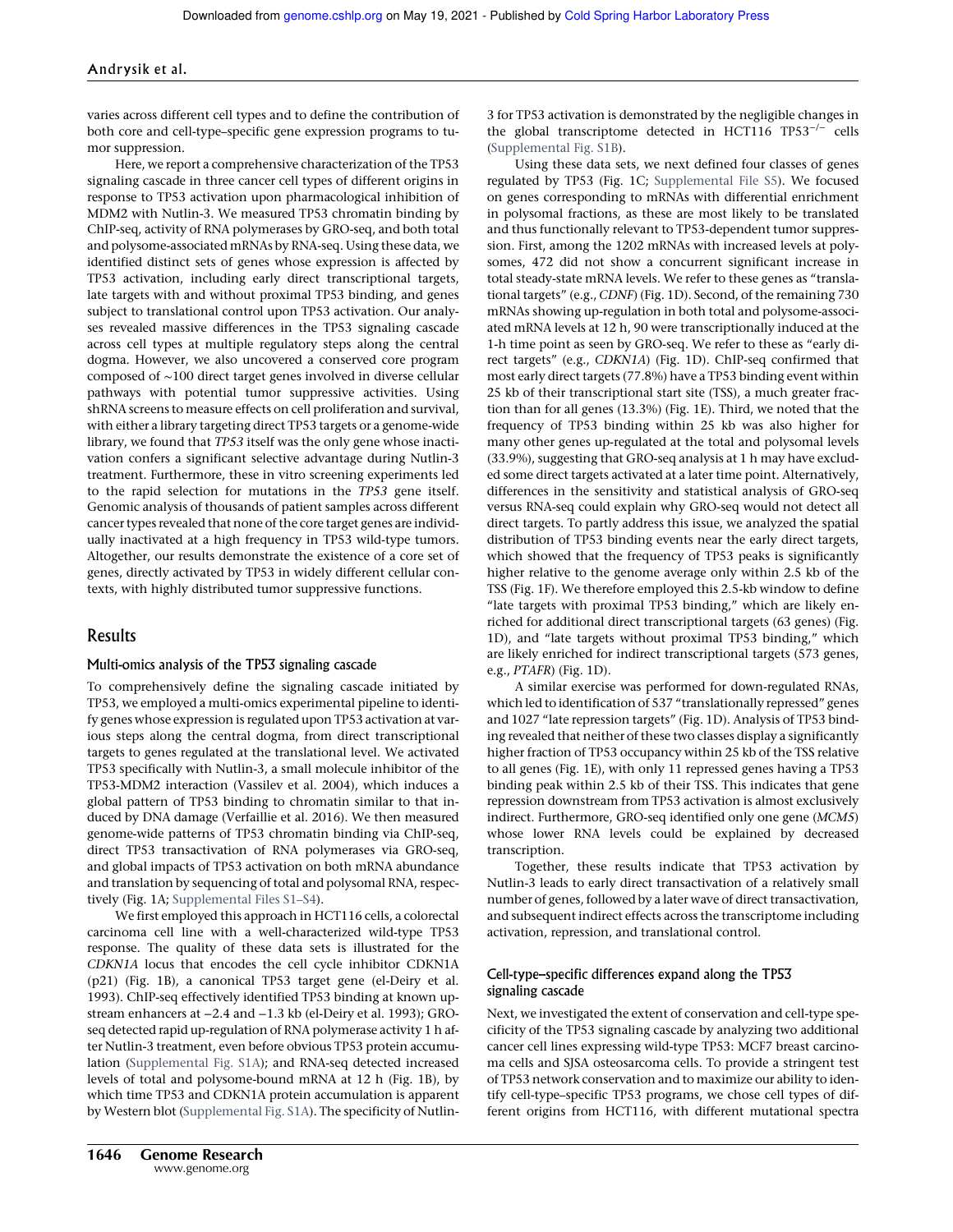varies across different cell types and to define the contribution of both core and cell-type–specific gene expression programs to tumor suppression.

Here, we report a comprehensive characterization of the TP53 signaling cascade in three cancer cell types of different origins in response to TP53 activation upon pharmacological inhibition of MDM2 with Nutlin-3. We measured TP53 chromatin binding by ChIP-seq, activity of RNA polymerases by GRO-seq, and both total and polysome-associated mRNAs by RNA-seq. Using these data, we identified distinct sets of genes whose expression is affected by TP53 activation, including early direct transcriptional targets, late targets with and without proximal TP53 binding, and genes subject to translational control upon TP53 activation. Our analyses revealed massive differences in the TP53 signaling cascade across cell types at multiple regulatory steps along the central dogma. However, we also uncovered a conserved core program composed of ∼100 direct target genes involved in diverse cellular pathways with potential tumor suppressive activities. Using shRNA screens to measure effects on cell proliferation and survival, with either a library targeting direct TP53 targets or a genome-wide library, we found that *TP53* itself was the only gene whose inactivation confers a significant selective advantage during Nutlin-3 treatment. Furthermore, these in vitro screening experiments led to the rapid selection for mutations in the *TP53* gene itself. Genomic analysis of thousands of patient samples across different cancer types revealed that none of the core target genes are individually inactivated at a high frequency in TP53 wild-type tumors. Altogether, our results demonstrate the existence of a core set of genes, directly activated by TP53 in widely different cellular contexts, with highly distributed tumor suppressive functions.

## Results

### Multi-omics analysis of the TP53 signaling cascade

To comprehensively define the signaling cascade initiated by TP53, we employed a multi-omics experimental pipeline to identify genes whose expression is regulated upon TP53 activation at various steps along the central dogma, from direct transcriptional targets to genes regulated at the translational level. We activated TP53 specifically with Nutlin-3, a small molecule inhibitor of the TP53-MDM2 interaction (Vassilev et al. 2004), which induces a global pattern of TP53 binding to chromatin similar to that induced by DNA damage (Verfaillie et al. 2016). We then measured genome-wide patterns of TP53 chromatin binding via ChIP-seq, direct TP53 transactivation of RNA polymerases via GRO-seq, and global impacts of TP53 activation on both mRNA abundance and translation by sequencing of total and polysomal RNA, respectively (Fig. 1A; Supplemental Files S1–S4).

We first employed this approach in HCT116 cells, a colorectal carcinoma cell line with a well-characterized wild-type TP53 response. The quality of these data sets is illustrated for the *CDKN1A* locus that encodes the cell cycle inhibitor CDKN1A (p21) (Fig. 1B), a canonical TP53 target gene (el-Deiry et al. 1993). ChIP-seq effectively identified TP53 binding at known upstream enhancers at −2.4 and −1.3 kb (el-Deiry et al. 1993); GRO-seq detected rapid up-regulation of RNA polymerase activity 1 h after Nutlin-3 treatment, even before obvious TP53 protein accumulation (Supplemental Fig. S1A); and RNA-seq detected increased levels of total and polysome-bound mRNA at 12 h (Fig. 1B), by which time TP53 and CDKN1A protein accumulation is apparent by Western blot (Supplemental Fig. S1A). The specificity of Nutlin-3 for TP53 activation is demonstrated by the negligible changes in the global transcriptome detected in HCT116 TP53$^{-/-}$ cells (Supplemental Fig. S1B).

Using these data sets, we next defined four classes of genes regulated by TP53 (Fig. 1C; Supplemental File S5). We focused on genes corresponding to mRNAs with differential enrichment in polysomal fractions, as these are most likely to be translated and thus functionally relevant to TP53-dependent tumor suppression. First, among the 1202 mRNAs with increased levels at polysomes, 472 did not show a concurrent significant increase in total steady-state mRNA levels. We refer to these genes as "translational targets" (e.g., *CDNF*) (Fig. 1D). Second, of the remaining 730 mRNAs showing up-regulation in both total and polysome-associated mRNA levels at 12 h, 90 were transcriptionally induced at the 1-h time point as seen by GRO-seq. We refer to these as "early direct targets" (e.g., *CDKN1A*) (Fig. 1D). ChIP-seq confirmed that most early direct targets (77.8%) have a TP53 binding event within 25 kb of their transcriptional start site (TSS), a much greater fraction than for all genes (13.3%) (Fig. 1E). Third, we noted that the frequency of TP53 binding within 25 kb was also higher for many other genes up-regulated at the total and polysomal levels (33.9%), suggesting that GRO-seq analysis at 1 h may have excluded some direct targets activated at a later time point. Alternatively, differences in the sensitivity and statistical analysis of GRO-seq versus RNA-seq could explain why GRO-seq would not detect all direct targets. To partly address this issue, we analyzed the spatial distribution of TP53 binding events near the early direct targets, which showed that the frequency of TP53 peaks is significantly higher relative to the genome average only within 2.5 kb of the TSS (Fig. 1F). We therefore employed this 2.5-kb window to define "late targets with proximal TP53 binding," which are likely enriched for additional direct transcriptional targets (63 genes) (Fig. 1D), and "late targets without proximal TP53 binding," which are likely enriched for indirect transcriptional targets (573 genes, e.g., *PTAFR*) (Fig. 1D).

A similar exercise was performed for down-regulated RNAs, which led to identification of 537 "translationally repressed" genes and 1027 "late repression targets" (Fig. 1D). Analysis of TP53 binding revealed that neither of these two classes display a significantly higher fraction of TP53 occupancy within 25 kb of the TSS relative to all genes (Fig. 1E), with only 11 repressed genes having a TP53 binding peak within 2.5 kb of their TSS. This indicates that gene repression downstream from TP53 activation is almost exclusively indirect. Furthermore, GRO-seq identified only one gene (*MCM5*) whose lower RNA levels could be explained by decreased transcription.

Together, these results indicate that TP53 activation by Nutlin-3 leads to early direct transactivation of a relatively small number of genes, followed by a later wave of direct transactivation, and subsequent indirect effects across the transcriptome including activation, repression, and translational control.

### Cell-type–specific differences expand along the TP53 signaling cascade

Next, we investigated the extent of conservation and cell-type specificity of the TP53 signaling cascade by analyzing two additional cancer cell lines expressing wild-type TP53: MCF7 breast carcinoma cells and SJSA osteosarcoma cells. To provide a stringent test of TP53 network conservation and to maximize our ability to identify cell-type–specific TP53 programs, we chose cell types of different origins from HCT116, with different mutational spectra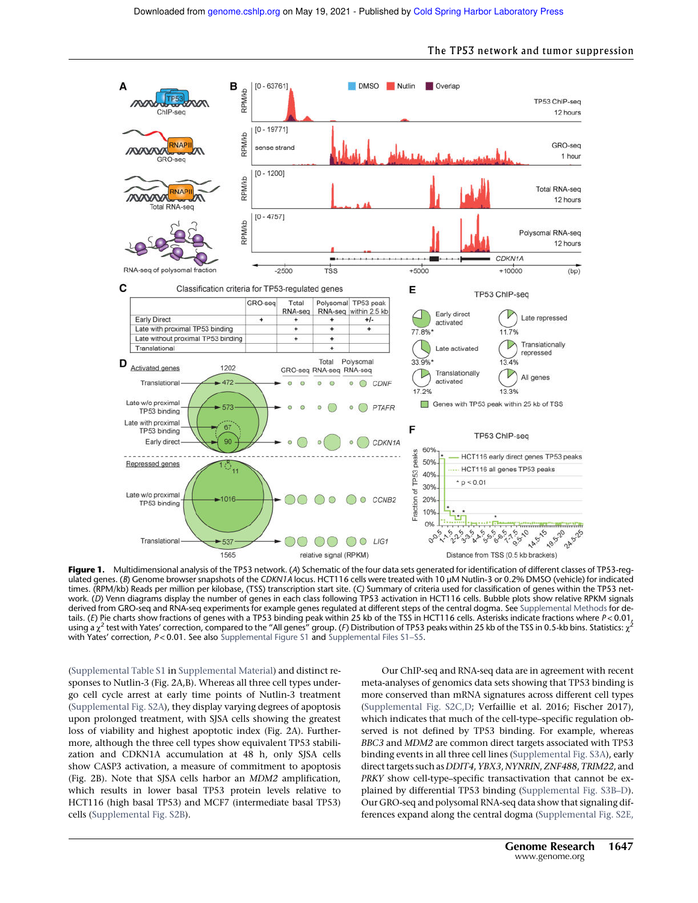**Figure 1.** Multidimensional analysis of the TP53 network. (*A*) Schematic of the four data sets generated for identification of different classes of TP53-regulated genes. (*B*) Genome browser snapshots of the *CDKN1A* locus. HCT116 cells were treated with 10 µM Nutlin-3 or 0.2% DMSO (vehicle) for indicated times. (RPM/kb) Reads per million per kilobase, (TSS) transcription start site. (*C*) Summary of criteria used for classification of genes within the TP53 network. (*D*) Venn diagrams display the number of genes in each class following TP53 activation in HCT116 cells. Bubble plots show relative RPKM signals derived from GRO-seq and RNA-seq experiments for example genes regulated at different steps of the central dogma. See Supplemental Methods for details. (*E*) Pie charts show fractions of genes with a TP53 binding peak within 25 kb of the TSS in HCT116 cells. Asterisks indicate fractions where $P < 0.01$, using a $\chi^2$ test with Yates' correction, compared to the "All genes" group. (*F*) Distribution of TP53 peaks within 25 kb of the TSS in 0.5-kb bins. Statistics: $\chi^2$ with Yates' correction, $P < 0.01$. See also Supplemental Figure S1 and Supplemental Files S1–S5.

(Supplemental Table S1 in Supplemental Material) and distinct responses to Nutlin-3 (Fig. 2A,B). Whereas all three cell types undergo cell cycle arrest at early time points of Nutlin-3 treatment (Supplemental Fig. S2A), they display varying degrees of apoptosis upon prolonged treatment, with SJSA cells showing the greatest loss of viability and highest apoptotic index (Fig. 2A). Furthermore, although the three cell types show equivalent TP53 stabilization and CDKN1A accumulation at 48 h, only SJSA cells show CASP3 activation, a measure of commitment to apoptosis (Fig. 2B). Note that SJSA cells harbor an *MDM2* amplification, which results in lower basal TP53 protein levels relative to HCT116 (high basal TP53) and MCF7 (intermediate basal TP53) cells (Supplemental Fig. S2B).

Our ChIP-seq and RNA-seq data are in agreement with recent meta-analyses of genomics data sets showing that TP53 binding is more conserved than mRNA signatures across different cell types (Supplemental Fig. S2C,D; Verfaillie et al. 2016; Fischer 2017), which indicates that much of the cell-type–specific regulation observed is not defined by TP53 binding. For example, whereas *BBC3* and *MDM2* are common direct targets associated with TP53 binding events in all three cell lines (Supplemental Fig. S3A), early direct targets such as *DDIT4*, *YBX3*, *NYNRIN*, *ZNF488*, *TRIM22*, and *PRKY* show cell-type–specific transactivation that cannot be explained by differential TP53 binding (Supplemental Fig. S3B–D). Our GRO-seq and polysomal RNA-seq data show that signaling differences expand along the central dogma (Supplemental Fig. S2E,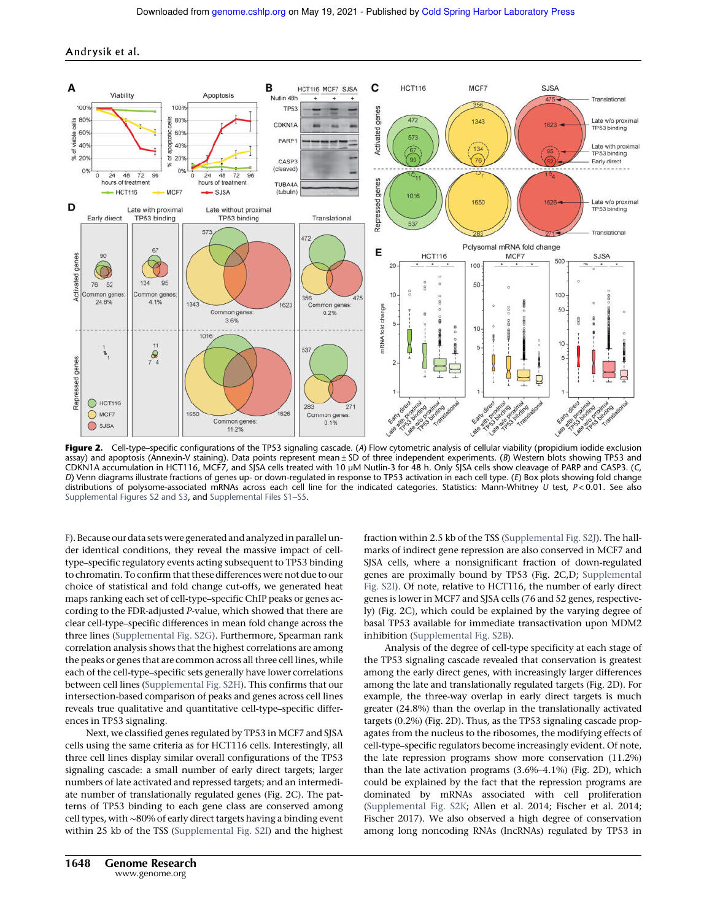**Figure 2.** Cell-type–specific configurations of the TP53 signaling cascade. (*A*) Flow cytometric analysis of cellular viability (propidium iodide exclusion assay) and apoptosis (Annexin-V staining). Data points represent mean ± SD of three independent experiments. (*B*) Western blots showing TP53 and CDKN1A accumulation in HCT116, MCF7, and SJSA cells treated with 10 µM Nutlin-3 for 48 h. Only SJSA cells show cleavage of PARP and CASP3. (*C*, *D*) Venn diagrams illustrate fractions of genes up- or down-regulated in response to TP53 activation in each cell type. (*E*) Box plots showing fold change distributions of polysome-associated mRNAs across each cell line for the indicated categories. Statistics: Mann-Whitney *U* test, $P < 0.01$. See also Supplemental Figures S2 and S3, and Supplemental Files S1–S5.

F). Because our data sets were generated and analyzed in parallel under identical conditions, they reveal the massive impact of cell-type–specific regulatory events acting subsequent to TP53 binding to chromatin. To confirm that these differences were not due to our choice of statistical and fold change cut-offs, we generated heat maps ranking each set of cell-type–specific ChIP peaks or genes according to the FDR-adjusted *P*-value, which showed that there are clear cell-type–specific differences in mean fold change across the three lines (Supplemental Fig. S2G). Furthermore, Spearman rank correlation analysis shows that the highest correlations are among the peaks or genes that are common across all three cell lines, while each of the cell-type–specific sets generally have lower correlations between cell lines (Supplemental Fig. S2H). This confirms that our intersection-based comparison of peaks and genes across cell lines reveals true qualitative and quantitative cell-type–specific differences in TP53 signaling.

Next, we classified genes regulated by TP53 in MCF7 and SJSA cells using the same criteria as for HCT116 cells. Interestingly, all three cell lines display similar overall configurations of the TP53 signaling cascade: a small number of early direct targets; larger numbers of late activated and repressed targets; and an intermediate number of translationally regulated genes (Fig. 2C). The patterns of TP53 binding to each gene class are conserved among cell types, with ~80% of early direct targets having a binding event within 25 kb of the TSS (Supplemental Fig. S2I) and the highest fraction within 2.5 kb of the TSS (Supplemental Fig. S2J). The hallmarks of indirect gene repression are also conserved in MCF7 and SJSA cells, where a nonsignificant fraction of down-regulated genes are proximally bound by TP53 (Fig. 2C,D; Supplemental Fig. S2I). Of note, relative to HCT116, the number of early direct genes is lower in MCF7 and SJSA cells (76 and 52 genes, respectively) (Fig. 2C), which could be explained by the varying degree of basal TP53 available for immediate transactivation upon MDM2 inhibition (Supplemental Fig. S2B).

Analysis of the degree of cell-type specificity at each stage of the TP53 signaling cascade revealed that conservation is greatest among the early direct genes, with increasingly larger differences among the late and translationally regulated targets (Fig. 2D). For example, the three-way overlap in early direct targets is much greater (24.8%) than the overlap in the translationally activated targets (0.2%) (Fig. 2D). Thus, as the TP53 signaling cascade propagates from the nucleus to the ribosomes, the modifying effects of cell-type–specific regulators become increasingly evident. Of note, the late repression programs show more conservation (11.2%) than the late activation programs (3.6%–4.1%) (Fig. 2D), which could be explained by the fact that the repression programs are dominated by mRNAs associated with cell proliferation (Supplemental Fig. S2K; Allen et al. 2014; Fischer et al. 2014; Fischer 2017). We also observed a high degree of conservation among long noncoding RNAs (lncRNAs) regulated by TP53 in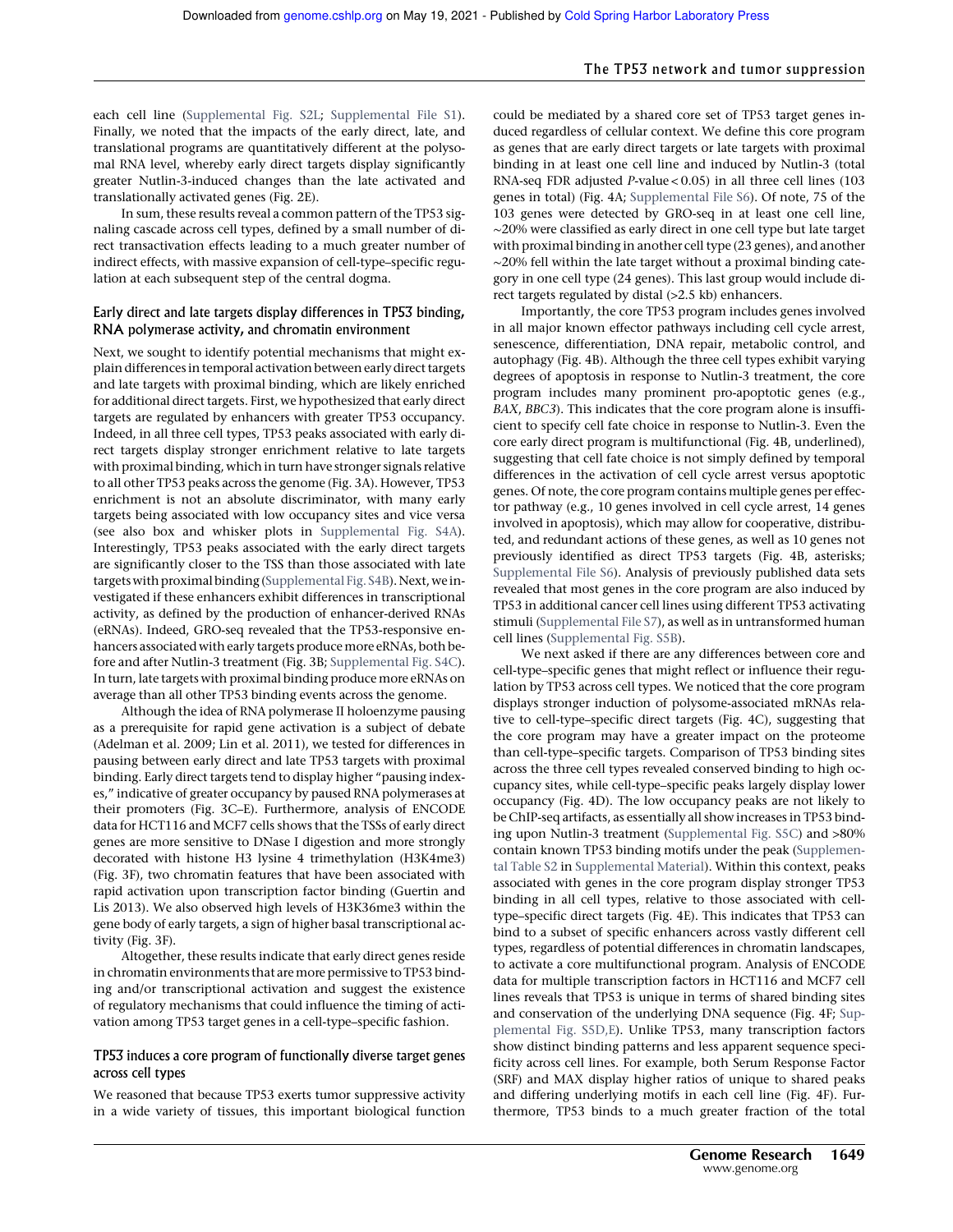each cell line (Supplemental Fig. S2L; Supplemental File S1). Finally, we noted that the impacts of the early direct, late, and translational programs are quantitatively different at the polysomal RNA level, whereby early direct targets display significantly greater Nutlin-3-induced changes than the late activated and translationally activated genes (Fig. 2E).

In sum, these results reveal a common pattern of the TP53 signaling cascade across cell types, defined by a small number of direct transactivation effects leading to a much greater number of indirect effects, with massive expansion of cell-type–specific regulation at each subsequent step of the central dogma.

### Early direct and late targets display differences in TP53 binding, RNA polymerase activity, and chromatin environment

Next, we sought to identify potential mechanisms that might explain differences in temporal activation between early direct targets and late targets with proximal binding, which are likely enriched for additional direct targets. First, we hypothesized that early direct targets are regulated by enhancers with greater TP53 occupancy. Indeed, in all three cell types, TP53 peaks associated with early direct targets display stronger enrichment relative to late targets with proximal binding, which in turn have stronger signals relative to all other TP53 peaks across the genome (Fig. 3A). However, TP53 enrichment is not an absolute discriminator, with many early targets being associated with low occupancy sites and vice versa (see also box and whisker plots in Supplemental Fig. S4A). Interestingly, TP53 peaks associated with the early direct targets are significantly closer to the TSS than those associated with late targets with proximal binding (Supplemental Fig. S4B). Next, we investigated if these enhancers exhibit differences in transcriptional activity, as defined by the production of enhancer-derived RNAs (eRNAs). Indeed, GRO-seq revealed that the TP53-responsive enhancers associated with early targets produce more eRNAs, both before and after Nutlin-3 treatment (Fig. 3B; Supplemental Fig. S4C). In turn, late targets with proximal binding produce more eRNAs on average than all other TP53 binding events across the genome.

Although the idea of RNA polymerase II holoenzyme pausing as a prerequisite for rapid gene activation is a subject of debate (Adelman et al. 2009; Lin et al. 2011), we tested for differences in pausing between early direct and late TP53 targets with proximal binding. Early direct targets tend to display higher "pausing indexes," indicative of greater occupancy by paused RNA polymerases at their promoters (Fig. 3C–E). Furthermore, analysis of ENCODE data for HCT116 and MCF7 cells shows that the TSSs of early direct genes are more sensitive to DNase I digestion and more strongly decorated with histone H3 lysine 4 trimethylation (H3K4me3) (Fig. 3F), two chromatin features that have been associated with rapid activation upon transcription factor binding (Guertin and Lis 2013). We also observed high levels of H3K36me3 within the gene body of early targets, a sign of higher basal transcriptional activity (Fig. 3F).

Altogether, these results indicate that early direct genes reside in chromatin environments that are more permissive to TP53 binding and/or transcriptional activation and suggest the existence of regulatory mechanisms that could influence the timing of activation among TP53 target genes in a cell-type–specific fashion.

### TP53 induces a core program of functionally diverse target genes across cell types

We reasoned that because TP53 exerts tumor suppressive activity in a wide variety of tissues, this important biological function could be mediated by a shared core set of TP53 target genes induced regardless of cellular context. We define this core program as genes that are early direct targets or late targets with proximal binding in at least one cell line and induced by Nutlin-3 (total RNA-seq FDR adjusted $P$-value $< 0.05$) in all three cell lines (103 genes in total) (Fig. 4A; Supplemental File S6). Of note, 75 of the 103 genes were detected by GRO-seq in at least one cell line, ∼20% were classified as early direct in one cell type but late target with proximal binding in another cell type (23 genes), and another ∼20% fell within the late target without a proximal binding category in one cell type (24 genes). This last group would include direct targets regulated by distal (>2.5 kb) enhancers.

Importantly, the core TP53 program includes genes involved in all major known effector pathways including cell cycle arrest, senescence, differentiation, DNA repair, metabolic control, and autophagy (Fig. 4B). Although the three cell types exhibit varying degrees of apoptosis in response to Nutlin-3 treatment, the core program includes many prominent pro-apoptotic genes (e.g., *BAX*, *BBC3*). This indicates that the core program alone is insufficient to specify cell fate choice in response to Nutlin-3. Even the core early direct program is multifunctional (Fig. 4B, underlined), suggesting that cell fate choice is not simply defined by temporal differences in the activation of cell cycle arrest versus apoptotic genes. Of note, the core program contains multiple genes per effector pathway (e.g., 10 genes involved in cell cycle arrest, 14 genes involved in apoptosis), which may allow for cooperative, distributed, and redundant actions of these genes, as well as 10 genes not previously identified as direct TP53 targets (Fig. 4B, asterisks; Supplemental File S6). Analysis of previously published data sets revealed that most genes in the core program are also induced by TP53 in additional cancer cell lines using different TP53 activating stimuli (Supplemental File S7), as well as in untransformed human cell lines (Supplemental Fig. S5B).

We next asked if there are any differences between core and cell-type–specific genes that might reflect or influence their regulation by TP53 across cell types. We noticed that the core program displays stronger induction of polysome-associated mRNAs relative to cell-type–specific direct targets (Fig. 4C), suggesting that the core program may have a greater impact on the proteome than cell-type–specific targets. Comparison of TP53 binding sites across the three cell types revealed conserved binding to high occupancy sites, while cell-type–specific peaks largely display lower occupancy (Fig. 4D). The low occupancy peaks are not likely to be ChIP-seq artifacts, as essentially all show increases in TP53 binding upon Nutlin-3 treatment (Supplemental Fig. S5C) and >80% contain known TP53 binding motifs under the peak (Supplemental Table S2 in Supplemental Material). Within this context, peaks associated with genes in the core program display stronger TP53 binding in all cell types, relative to those associated with cell-type–specific direct targets (Fig. 4E). This indicates that TP53 can bind to a subset of specific enhancers across vastly different cell types, regardless of potential differences in chromatin landscapes, to activate a core multifunctional program. Analysis of ENCODE data for multiple transcription factors in HCT116 and MCF7 cell lines reveals that TP53 is unique in terms of shared binding sites and conservation of the underlying DNA sequence (Fig. 4F; Supplemental Fig. S5D,E). Unlike TP53, many transcription factors show distinct binding patterns and less apparent sequence specificity across cell lines. For example, both Serum Response Factor (SRF) and MAX display higher ratios of unique to shared peaks and differing underlying motifs in each cell line (Fig. 4F). Furthermore, TP53 binds to a much greater fraction of the total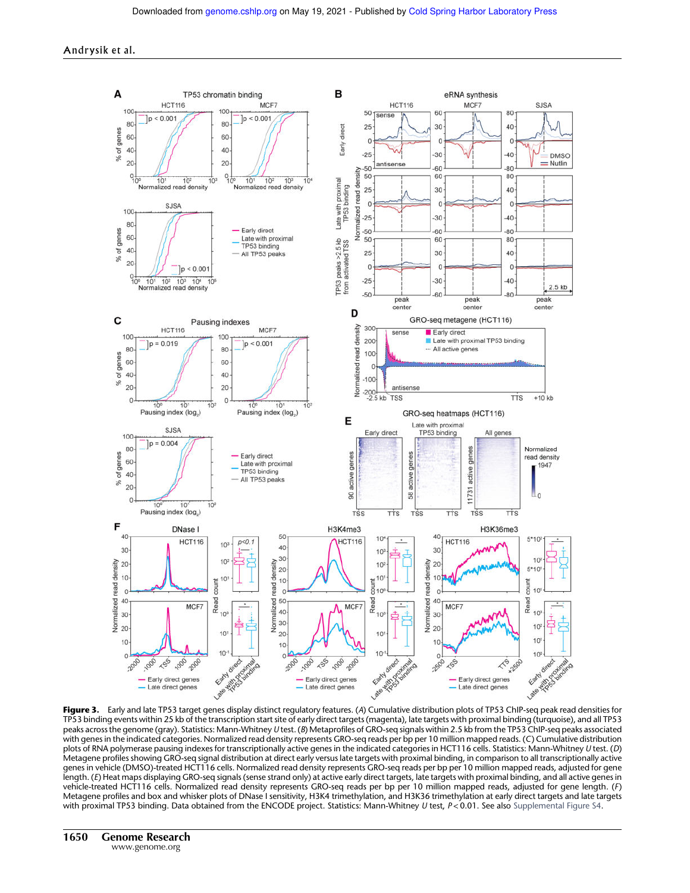**Figure 3.** Early and late TP53 target genes display distinct regulatory features. (*A*) Cumulative distribution plots of TP53 ChIP-seq peak read densities for TP53 binding events within 25 kb of the transcription start site of early direct targets (magenta), late targets with proximal binding (turquoise), and all TP53 peaks across the genome (gray). Statistics: Mann-Whitney *U* test. (*B*) Metaprofiles of GRO-seq signals within 2.5 kb from the TP53 ChIP-seq peaks associated with genes in the indicated categories. Normalized read density represents GRO-seq reads per bp per 10 million mapped reads. (*C*) Cumulative distribution plots of RNA polymerase pausing indexes for transcriptionally active genes in the indicated categories in HCT116 cells. Statistics: Mann-Whitney *U* test. (*D*) Metagene profiles showing GRO-seq signal distribution at direct early versus late targets with proximal binding, in comparison to all transcriptionally active genes in vehicle (DMSO)-treated HCT116 cells. Normalized read density represents GRO-seq reads per bp per 10 million mapped reads, adjusted for gene length. (*E*) Heat maps displaying GRO-seq signals (sense strand only) at active early direct targets, late targets with proximal binding, and all active genes in vehicle-treated HCT116 cells. Normalized read density represents GRO-seq reads per bp per 10 million mapped reads, adjusted for gene length. (*F*) Metagene profiles and box and whisker plots of DNase I sensitivity, H3K4 trimethylation, and H3K36 trimethylation at early direct targets and late targets with proximal TP53 binding. Data obtained from the ENCODE project. Statistics: Mann-Whitney *U* test, $P < 0.01$. See also Supplemental Figure S4.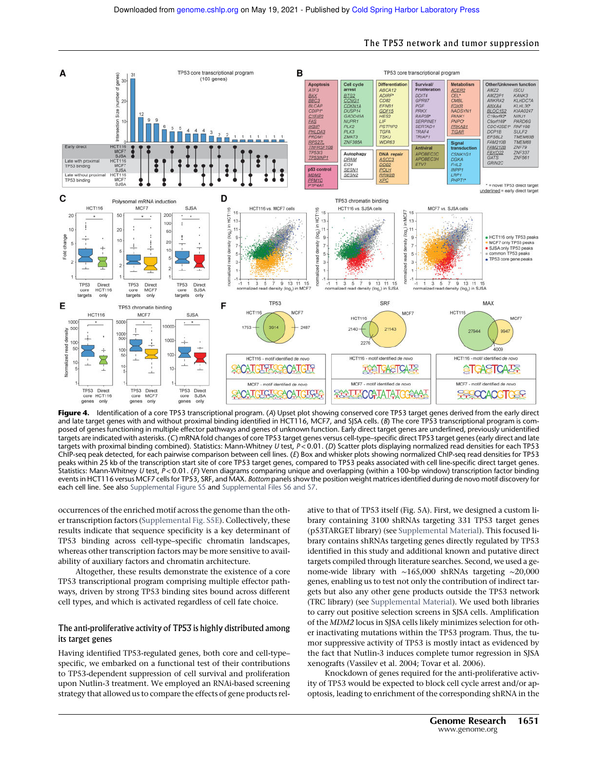**Figure 4.** Identification of a core TP53 transcriptional program. (*A*) Upset plot showing conserved core TP53 target genes derived from the early direct and late target genes with and without proximal binding identified in HCT116, MCF7, and SJSA cells. (*B*) The core TP53 transcriptional program is composed of genes functioning in multiple effector pathways and genes of unknown function. Early direct target genes are underlined, previously unidentified targets are indicated with asterisks. (*C*) mRNA fold changes of core TP53 target genes versus cell-type–specific direct TP53 target genes (early direct and late targets with proximal binding combined). Statistics: Mann-Whitney *U* test, $P < 0.01$. (*D*) Scatter plots displaying normalized read densities for each TP53 ChIP-seq peak detected, for each pairwise comparison between cell lines. (*E*) Box and whisker plots showing normalized ChIP-seq read densities for TP53 peaks within 25 kb of the transcription start site of core TP53 target genes, compared to TP53 peaks associated with cell line-specific direct target genes. Statistics: Mann-Whitney *U* test, $P < 0.01$. (*F*) Venn diagrams comparing unique and overlapping (within a 100-bp window) transcription factor binding events in HCT116 versus MCF7 cells for TP53, SRF, and MAX. *Bottom* panels show the position weight matrices identified during de novo motif discovery for each cell line. See also Supplemental Figure S5 and Supplemental Files S6 and S7.

occurrences of the enriched motif across the genome than the other transcription factors (Supplemental Fig. S5E). Collectively, these results indicate that sequence specificity is a key determinant of TP53 binding across cell-type–specific chromatin landscapes, whereas other transcription factors may be more sensitive to availability of auxiliary factors and chromatin architecture.

Altogether, these results demonstrate the existence of a core TP53 transcriptional program comprising multiple effector pathways, driven by strong TP53 binding sites bound across different cell types, and which is activated regardless of cell fate choice.

## The anti-proliferative activity of TP53 is highly distributed among its target genes

Having identified TP53-regulated genes, both core and cell-type–specific, we embarked on a functional test of their contributions to TP53-dependent suppression of cell survival and proliferation upon Nutlin-3 treatment. We employed an RNAi-based screening strategy that allowed us to compare the effects of gene products relative to that of TP53 itself (Fig. 5A). First, we designed a custom library containing 3100 shRNAs targeting 331 TP53 target genes (p53TARGET library) (see Supplemental Material). This focused library contains shRNAs targeting genes directly regulated by TP53 identified in this study and additional known and putative direct targets compiled through literature searches. Second, we used a genome-wide library with ∼165,000 shRNAs targeting ∼20,000 genes, enabling us to test not only the contribution of indirect targets but also any other gene products outside the TP53 network (TRC library) (see Supplemental Material). We used both libraries to carry out positive selection screens in SJSA cells. Amplification of the *MDM2* locus in SJSA cells likely minimizes selection for other inactivating mutations within the TP53 program. Thus, the tumor suppressive activity of TP53 is mostly intact as evidenced by the fact that Nutlin-3 induces complete tumor regression in SJSA xenografts (Vassilev et al. 2004; Tovar et al. 2006).

Knockdown of genes required for the anti-proliferative activity of TP53 would be expected to block cell cycle arrest and/or apoptosis, leading to enrichment of the corresponding shRNA in the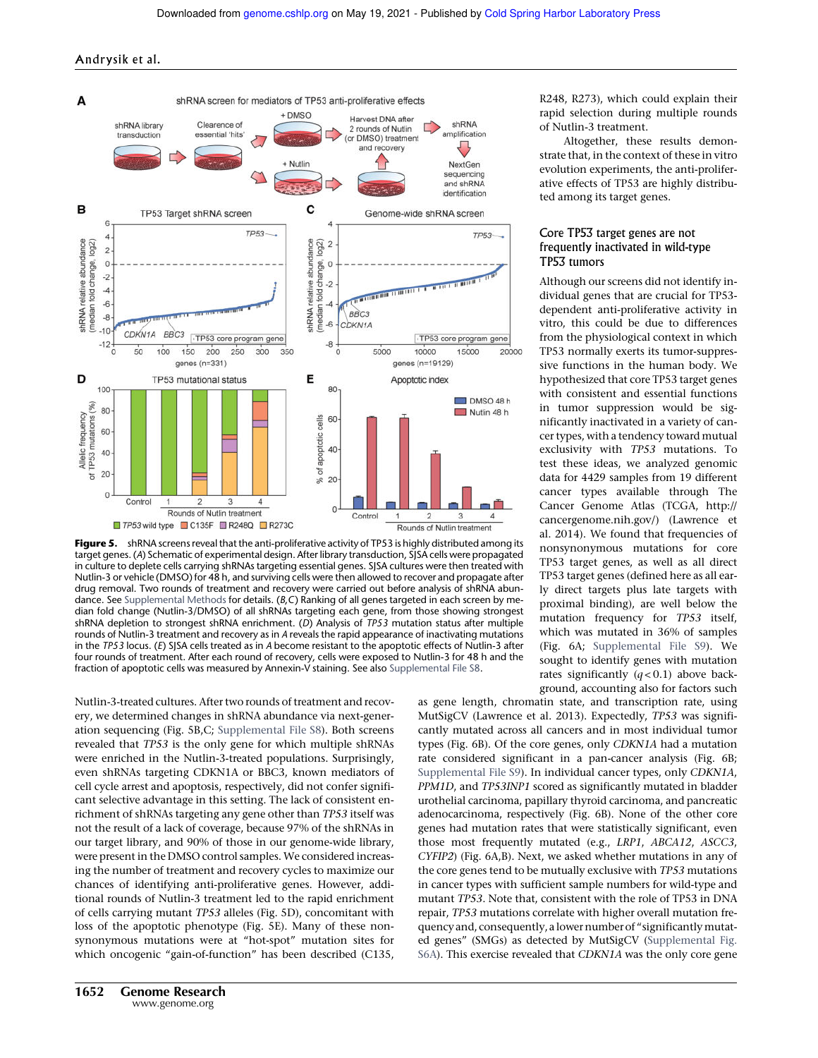**Figure 5.** shRNA screens reveal that the anti-proliferative activity of TP53 is highly distributed among its target genes. (*A*) Schematic of experimental design. After library transduction, SJSA cells were propagated in culture to deplete cells carrying shRNAs targeting essential genes. SJSA cultures were then treated with Nutlin-3 or vehicle (DMSO) for 48 h, and surviving cells were then allowed to recover and propagate after drug removal. Two rounds of treatment and recovery were carried out before analysis of shRNA abundance. See Supplemental Methods for details. (*B*,*C*) Ranking of all genes targeted in each screen by median fold change (Nutlin-3/DMSO) of all shRNAs targeting each gene, from those showing strongest shRNA depletion to strongest shRNA enrichment. (*D*) Analysis of *TP53* mutation status after multiple rounds of Nutlin-3 treatment and recovery as in *A* reveals the rapid appearance of inactivating mutations in the *TP53* locus. (*E*) SJSA cells treated as in *A* become resistant to the apoptotic effects of Nutlin-3 after four rounds of treatment. After each round of recovery, cells were exposed to Nutlin-3 for 48 h and the fraction of apoptotic cells was measured by Annexin-V staining. See also Supplemental File S8.

Nutlin-3-treated cultures. After two rounds of treatment and recovery, we determined changes in shRNA abundance via next-generation sequencing (Fig. 5B,C; Supplemental File S8). Both screens revealed that *TP53* is the only gene for which multiple shRNAs were enriched in the Nutlin-3-treated populations. Surprisingly, even shRNAs targeting CDKN1A or BBC3, known mediators of cell cycle arrest and apoptosis, respectively, did not confer significant selective advantage in this setting. The lack of consistent enrichment of shRNAs targeting any gene other than *TP53* itself was not the result of a lack of coverage, because 97% of the shRNAs in our target library, and 90% of those in our genome-wide library, were present in the DMSO control samples. We considered increasing the number of treatment and recovery cycles to maximize our chances of identifying anti-proliferative genes. However, additional rounds of Nutlin-3 treatment led to the rapid enrichment of cells carrying mutant *TP53* alleles (Fig. 5D), concomitant with loss of the apoptotic phenotype (Fig. 5E). Many of these nonsynonymous mutations were at "hot-spot" mutation sites for which oncogenic "gain-of-function" has been described (C135, R248, R273), which could explain their rapid selection during multiple rounds of Nutlin-3 treatment.

Altogether, these results demonstrate that, in the context of these in vitro evolution experiments, the anti-proliferative effects of TP53 are highly distributed among its target genes.

## Core TP53 target genes are not frequently inactivated in wild-type TP53 tumors

Although our screens did not identify individual genes that are crucial for TP53-dependent anti-proliferative activity in vitro, this could be due to differences from the physiological context in which TP53 normally exerts its tumor-suppressive functions in the human body. We hypothesized that core TP53 target genes with consistent and essential functions in tumor suppression would be significantly inactivated in a variety of cancer types, with a tendency toward mutual exclusivity with *TP53* mutations. To test these ideas, we analyzed genomic data for 4429 samples from 19 different cancer types available through The Cancer Genome Atlas (TCGA, http://cancergenome.nih.gov/) (Lawrence et al. 2014). We found that frequencies of nonsynonymous mutations for core TP53 target genes, as well as all direct TP53 target genes (defined here as all early direct targets plus late targets with proximal binding), are well below the mutation frequency for *TP53* itself, which was mutated in 36% of samples (Fig. 6A; Supplemental File S9). We sought to identify genes with mutation rates significantly ($q < 0.1$) above background, accounting also for factors such as gene length, chromatin state, and transcription rate, using MutSigCV (Lawrence et al. 2013). Expectedly, *TP53* was significantly mutated across all cancers and in most individual tumor types (Fig. 6B). Of the core genes, only *CDKN1A* had a mutation rate considered significant in a pan-cancer analysis (Fig. 6B; Supplemental File S9). In individual cancer types, only *CDKN1A*, *PPM1D*, and *TP53INP1* scored as significantly mutated in bladder urothelial carcinoma, papillary thyroid carcinoma, and pancreatic adenocarcinoma, respectively (Fig. 6B). None of the other core genes had mutation rates that were statistically significant, even those most frequently mutated (e.g., *LRP1*, *ABCA12*, *ASCC3*, *CYFIP2*) (Fig. 6A,B). Next, we asked whether mutations in any of the core genes tend to be mutually exclusive with *TP53* mutations in cancer types with sufficient sample numbers for wild-type and mutant *TP53*. Note that, consistent with the role of TP53 in DNA repair, *TP53* mutations correlate with higher overall mutation frequency and, consequently, a lower number of "significantly mutated genes" (SMGs) as detected by MutSigCV (Supplemental Fig. S6A). This exercise revealed that *CDKN1A* was the only core gene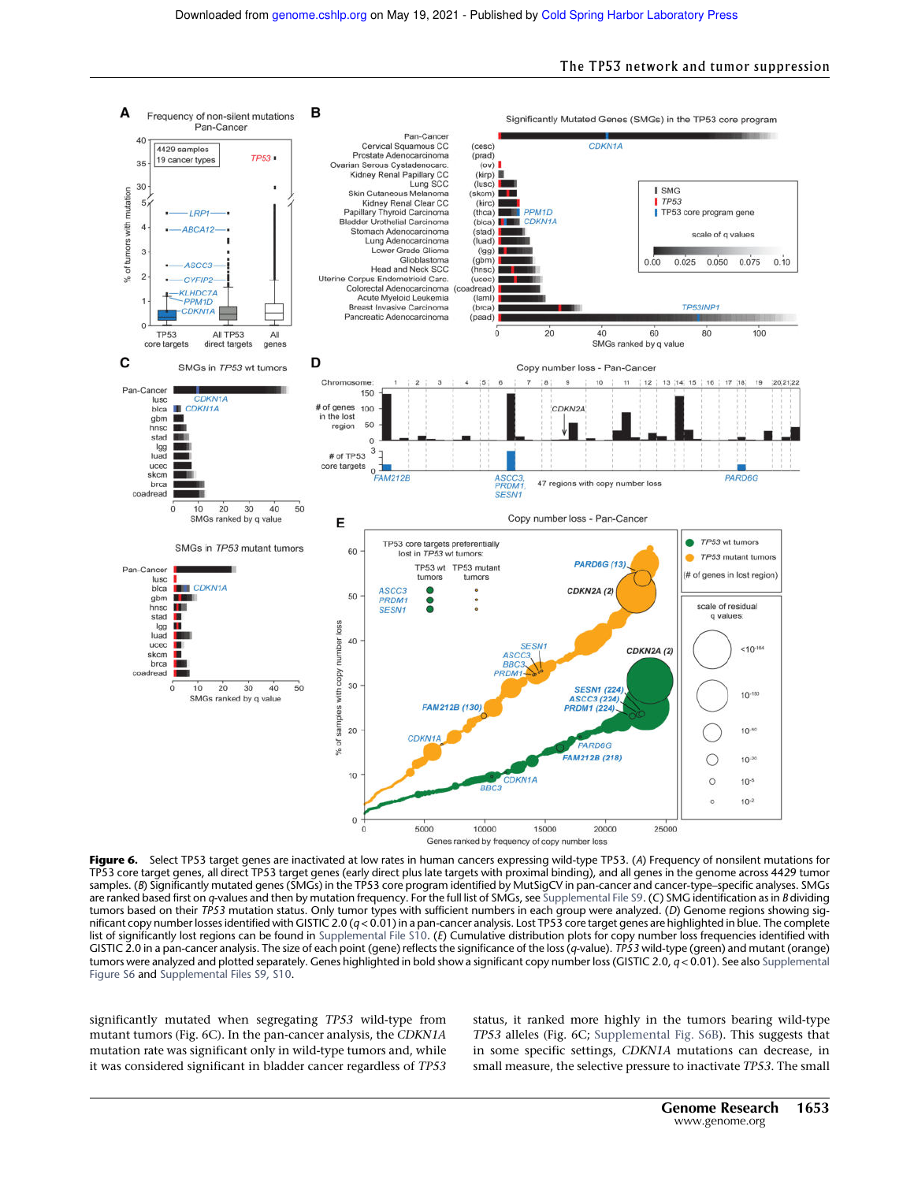**Figure 6.** Select TP53 target genes are inactivated at low rates in human cancers expressing wild-type TP53. (*A*) Frequency of nonsilent mutations for TP53 core target genes, all direct TP53 target genes (early direct plus late targets with proximal binding), and all genes in the genome across 4429 tumor samples. (*B*) Significantly mutated genes (SMGs) in the TP53 core program identified by MutSigCV in pan-cancer and cancer-type–specific analyses. SMGs are ranked based first on *q*-values and then by mutation frequency. For the full list of SMGs, see Supplemental File S9. (*C*) SMG identification as in *B* dividing tumors based on their *TP53* mutation status. Only tumor types with sufficient numbers in each group were analyzed. (*D*) Genome regions showing significant copy number losses identified with GISTIC 2.0 ($q < 0.01$) in a pan-cancer analysis. Lost TP53 core target genes are highlighted in blue. The complete list of significantly lost regions can be found in Supplemental File S10. (*E*) Cumulative distribution plots for copy number loss frequencies identified with GISTIC 2.0 in a pan-cancer analysis. The size of each point (gene) reflects the significance of the loss (*q*-value). *TP53* wild-type (green) and mutant (orange) tumors were analyzed and plotted separately. Genes highlighted in bold show a significant copy number loss (GISTIC 2.0, $q < 0.01$). See also Supplemental Figure S6 and Supplemental Files S9, S10.

significantly mutated when segregating *TP53* wild-type from mutant tumors (Fig. 6C). In the pan-cancer analysis, the *CDKN1A* mutation rate was significant only in wild-type tumors and, while it was considered significant in bladder cancer regardless of *TP53* status, it ranked more highly in the tumors bearing wild-type *TP53* alleles (Fig. 6C; Supplemental Fig. S6B). This suggests that in some specific settings, *CDKN1A* mutations can decrease, in small measure, the selective pressure to inactivate *TP53*. The small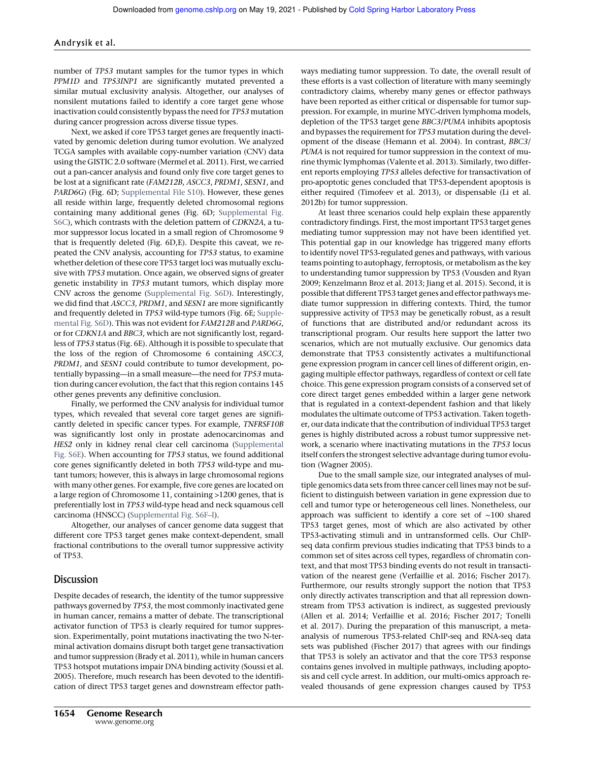number of *TP53* mutant samples for the tumor types in which *PPM1D* and *TP53INP1* are significantly mutated prevented a similar mutual exclusivity analysis. Altogether, our analyses of nonsilent mutations failed to identify a core target gene whose inactivation could consistently bypass the need for *TP53* mutation during cancer progression across diverse tissue types.

Next, we asked if core TP53 target genes are frequently inactivated by genomic deletion during tumor evolution. We analyzed TCGA samples with available copy-number variation (CNV) data using the GISTIC 2.0 software (Mermel et al. 2011). First, we carried out a pan-cancer analysis and found only five core target genes to be lost at a significant rate (*FAM212B*, *ASCC3*, *PRDM1*, *SESN1*, and *PARD6G*) (Fig. 6D; Supplemental File S10). However, these genes all reside within large, frequently deleted chromosomal regions containing many additional genes (Fig. 6D; Supplemental Fig. S6C), which contrasts with the deletion pattern of *CDKN2A*, a tumor suppressor locus located in a small region of Chromosome 9 that is frequently deleted (Fig. 6D,E). Despite this caveat, we repeated the CNV analysis, accounting for *TP53* status, to examine whether deletion of these core TP53 target loci was mutually exclusive with *TP53* mutation. Once again, we observed signs of greater genetic instability in *TP53* mutant tumors, which display more CNV across the genome (Supplemental Fig. S6D). Interestingly, we did find that *ASCC3*, *PRDM1*, and *SESN1* are more significantly and frequently deleted in *TP53* wild-type tumors (Fig. 6E; Supplemental Fig. S6D). This was not evident for *FAM212B* and *PARD6G*, or for *CDKN1A* and *BBC3*, which are not significantly lost, regardless of *TP53* status (Fig. 6E). Although it is possible to speculate that the loss of the region of Chromosome 6 containing *ASCC3*, *PRDM1*, and *SESN1* could contribute to tumor development, potentially bypassing—in a small measure—the need for *TP53* mutation during cancer evolution, the fact that this region contains 145 other genes prevents any definitive conclusion.

Finally, we performed the CNV analysis for individual tumor types, which revealed that several core target genes are significantly deleted in specific cancer types. For example, *TNFRSF10B* was significantly lost only in prostate adenocarcinomas and *HES2* only in kidney renal clear cell carcinoma (Supplemental Fig. S6E). When accounting for *TP53* status, we found additional core genes significantly deleted in both *TP53* wild-type and mutant tumors; however, this is always in large chromosomal regions with many other genes. For example, five core genes are located on a large region of Chromosome 11, containing >1200 genes, that is preferentially lost in *TP53* wild-type head and neck squamous cell carcinoma (HNSCC) (Supplemental Fig. S6F–I).

Altogether, our analyses of cancer genome data suggest that different core TP53 target genes make context-dependent, small fractional contributions to the overall tumor suppressive activity of TP53.

## Discussion

Despite decades of research, the identity of the tumor suppressive pathways governed by *TP53*, the most commonly inactivated gene in human cancer, remains a matter of debate. The transcriptional activator function of TP53 is clearly required for tumor suppression. Experimentally, point mutations inactivating the two N-terminal activation domains disrupt both target gene transactivation and tumor suppression (Brady et al. 2011), while in human cancers TP53 hotspot mutations impair DNA binding activity (Soussi et al. 2005). Therefore, much research has been devoted to the identification of direct TP53 target genes and downstream effector pathways mediating tumor suppression. To date, the overall result of these efforts is a vast collection of literature with many seemingly contradictory claims, whereby many genes or effector pathways have been reported as either critical or dispensable for tumor suppression. For example, in murine MYC-driven lymphoma models, depletion of the TP53 target gene *BBC3*/*PUMA* inhibits apoptosis and bypasses the requirement for *TP53* mutation during the development of the disease (Hemann et al. 2004). In contrast, *BBC3*/*PUMA* is not required for tumor suppression in the context of murine thymic lymphomas (Valente et al. 2013). Similarly, two different reports employing *TP53* alleles defective for transactivation of pro-apoptotic genes concluded that TP53-dependent apoptosis is either required (Timofeev et al. 2013), or dispensable (Li et al. 2012b) for tumor suppression.

At least three scenarios could help explain these apparently contradictory findings. First, the most important TP53 target genes mediating tumor suppression may not have been identified yet. This potential gap in our knowledge has triggered many efforts to identify novel TP53-regulated genes and pathways, with various teams pointing to autophagy, ferroptosis, or metabolism as the key to understanding tumor suppression by TP53 (Vousden and Ryan 2009; Kenzelmann Broz et al. 2013; Jiang et al. 2015). Second, it is possible that different TP53 target genes and effector pathways mediate tumor suppression in differing contexts. Third, the tumor suppressive activity of TP53 may be genetically robust, as a result of functions that are distributed and/or redundant across its transcriptional program. Our results here support the latter two scenarios, which are not mutually exclusive. Our genomics data demonstrate that TP53 consistently activates a multifunctional gene expression program in cancer cell lines of different origin, engaging multiple effector pathways, regardless of context or cell fate choice. This gene expression program consists of a conserved set of core direct target genes embedded within a larger gene network that is regulated in a context-dependent fashion and that likely modulates the ultimate outcome of TP53 activation. Taken together, our data indicate that the contribution of individual TP53 target genes is highly distributed across a robust tumor suppressive network, a scenario where inactivating mutations in the *TP53* locus itself confers the strongest selective advantage during tumor evolution (Wagner 2005).

Due to the small sample size, our integrated analyses of multiple genomics data sets from three cancer cell lines may not be sufficient to distinguish between variation in gene expression due to cell and tumor type or heterogeneous cell lines. Nonetheless, our approach was sufficient to identify a core set of ∼100 shared TP53 target genes, most of which are also activated by other TP53-activating stimuli and in untransformed cells. Our ChIP-seq data confirm previous studies indicating that TP53 binds to a common set of sites across cell types, regardless of chromatin context, and that most TP53 binding events do not result in transactivation of the nearest gene (Verfaillie et al. 2016; Fischer 2017). Furthermore, our results strongly support the notion that TP53 only directly activates transcription and that all repression downstream from TP53 activation is indirect, as suggested previously (Allen et al. 2014; Verfaillie et al. 2016; Fischer 2017; Tonelli et al. 2017). During the preparation of this manuscript, a meta-analysis of numerous TP53-related ChIP-seq and RNA-seq data sets was published (Fischer 2017) that agrees with our findings that TP53 is solely an activator and that the core TP53 response contains genes involved in multiple pathways, including apoptosis and cell cycle arrest. In addition, our multi-omics approach revealed thousands of gene expression changes caused by TP53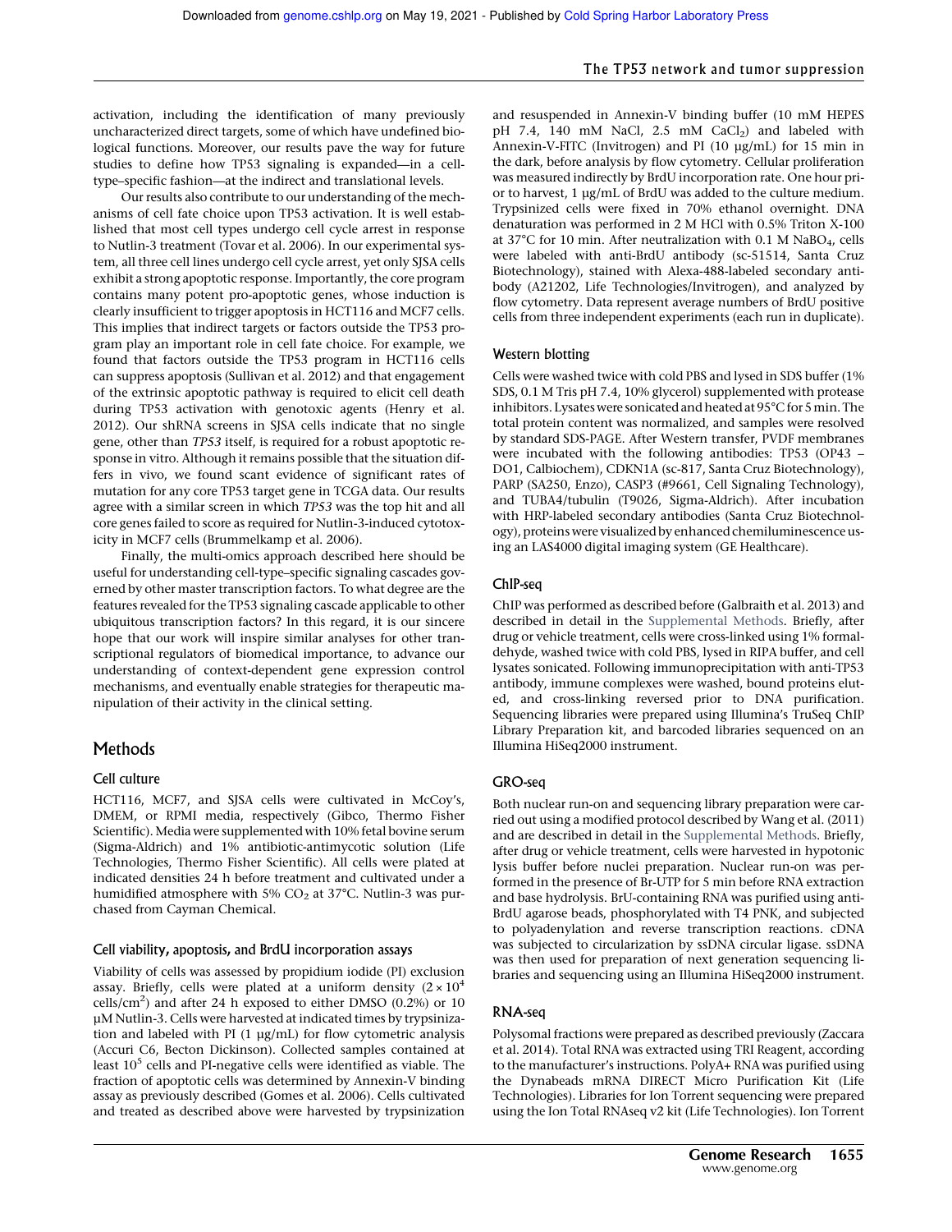activation, including the identification of many previously uncharacterized direct targets, some of which have undefined biological functions. Moreover, our results pave the way for future studies to define how TP53 signaling is expanded—in a cell-type–specific fashion—at the indirect and translational levels.

Our results also contribute to our understanding of the mechanisms of cell fate choice upon TP53 activation. It is well established that most cell types undergo cell cycle arrest in response to Nutlin-3 treatment (Tovar et al. 2006). In our experimental system, all three cell lines undergo cell cycle arrest, yet only SJSA cells exhibit a strong apoptotic response. Importantly, the core program contains many potent pro-apoptotic genes, whose induction is clearly insufficient to trigger apoptosis in HCT116 and MCF7 cells. This implies that indirect targets or factors outside the TP53 program play an important role in cell fate choice. For example, we found that factors outside the TP53 program in HCT116 cells can suppress apoptosis (Sullivan et al. 2012) and that engagement of the extrinsic apoptotic pathway is required to elicit cell death during TP53 activation with genotoxic agents (Henry et al. 2012). Our shRNA screens in SJSA cells indicate that no single gene, other than *TP53* itself, is required for a robust apoptotic response in vitro. Although it remains possible that the situation differs in vivo, we found scant evidence of significant rates of mutation for any core TP53 target gene in TCGA data. Our results agree with a similar screen in which *TP53* was the top hit and all core genes failed to score as required for Nutlin-3-induced cytotoxicity in MCF7 cells (Brummelkamp et al. 2006).

Finally, the multi-omics approach described here should be useful for understanding cell-type–specific signaling cascades governed by other master transcription factors. To what degree are the features revealed for the TP53 signaling cascade applicable to other ubiquitous transcription factors? In this regard, it is our sincere hope that our work will inspire similar analyses for other transcriptional regulators of biomedical importance, to advance our understanding of context-dependent gene expression control mechanisms, and eventually enable strategies for therapeutic manipulation of their activity in the clinical setting.

## Methods

### Cell culture

HCT116, MCF7, and SJSA cells were cultivated in McCoy's, DMEM, or RPMI media, respectively (Gibco, Thermo Fisher Scientific). Media were supplemented with 10% fetal bovine serum (Sigma-Aldrich) and 1% antibiotic-antimycotic solution (Life Technologies, Thermo Fisher Scientific). All cells were plated at indicated densities 24 h before treatment and cultivated under a humidified atmosphere with 5% $CO_2$ at 37°C. Nutlin-3 was purchased from Cayman Chemical.

### Cell viability, apoptosis, and BrdU incorporation assays

Viability of cells was assessed by propidium iodide (PI) exclusion assay. Briefly, cells were plated at a uniform density ($2 \times 10^4$ cells/cm$^2$) and after 24 h exposed to either DMSO (0.2%) or 10 µM Nutlin-3. Cells were harvested at indicated times by trypsinization and labeled with PI (1 µg/mL) for flow cytometric analysis (Accuri C6, Becton Dickinson). Collected samples contained at least $10^5$ cells and PI-negative cells were identified as viable. The fraction of apoptotic cells was determined by Annexin-V binding assay as previously described (Gomes et al. 2006). Cells cultivated and treated as described above were harvested by trypsinization and resuspended in Annexin-V binding buffer (10 mM HEPES pH 7.4, 140 mM NaCl, 2.5 mM $CaCl_2$) and labeled with Annexin-V-FITC (Invitrogen) and PI (10 µg/mL) for 15 min in the dark, before analysis by flow cytometry. Cellular proliferation was measured indirectly by BrdU incorporation rate. One hour prior to harvest, 1 µg/mL of BrdU was added to the culture medium. Trypsinized cells were fixed in 70% ethanol overnight. DNA denaturation was performed in 2 M HCl with 0.5% Triton X-100 at 37°C for 10 min. After neutralization with 0.1 M $NaBO_4$, cells were labeled with anti-BrdU antibody (sc-51514, Santa Cruz Biotechnology), stained with Alexa-488-labeled secondary antibody (A21202, Life Technologies/Invitrogen), and analyzed by flow cytometry. Data represent average numbers of BrdU positive cells from three independent experiments (each run in duplicate).

### Western blotting

Cells were washed twice with cold PBS and lysed in SDS buffer (1% SDS, 0.1 M Tris pH 7.4, 10% glycerol) supplemented with protease inhibitors. Lysates were sonicated and heated at 95°C for 5 min. The total protein content was normalized, and samples were resolved by standard SDS-PAGE. After Western transfer, PVDF membranes were incubated with the following antibodies: TP53 (OP43 – DO1, Calbiochem), CDKN1A (sc-817, Santa Cruz Biotechnology), PARP (SA250, Enzo), CASP3 (#9661, Cell Signaling Technology), and TUBA4/tubulin (T9026, Sigma-Aldrich). After incubation with HRP-labeled secondary antibodies (Santa Cruz Biotechnology), proteins were visualized by enhanced chemiluminescence using an LAS4000 digital imaging system (GE Healthcare).

### ChIP-seq

ChIP was performed as described before (Galbraith et al. 2013) and described in detail in the Supplemental Methods. Briefly, after drug or vehicle treatment, cells were cross-linked using 1% formaldehyde, washed twice with cold PBS, lysed in RIPA buffer, and cell sonicated. Following immunoprecipitation with anti-TP53 antibody, immune complexes were washed, bound proteins eluted, and cross-linking reversed prior to DNA purification. Sequencing libraries were prepared using Illumina's TruSeq ChIP Library Preparation kit, and barcoded libraries sequenced on an Illumina HiSeq2000 instrument.

### GRO-seq

Both nuclear run-on and sequencing library preparation were carried out using a modified protocol described by Wang et al. (2011) and are described in detail in the Supplemental Methods. Briefly, after drug or vehicle treatment, cells were harvested in hypotonic lysis buffer before nuclei preparation. Nuclear run-on was performed in the presence of Br-UTP for 5 min before RNA extraction and base hydrolysis. BrU-containing RNA was purified using anti-BrdU agarose beads, phosphorylated with T4 PNK, and subjected to polyadenylation and reverse transcription reactions. cDNA was subjected to circularization by ssDNA circular ligase. ssDNA was then used for preparation of next generation sequencing libraries and sequencing using an Illumina HiSeq2000 instrument.

### RNA-seq

Polysomal fractions were prepared as described previously (Zaccara et al. 2014). Total RNA was extracted using TRI Reagent, according to the manufacturer's instructions. PolyA+ RNA was purified using the Dynabeads mRNA DIRECT Micro Purification Kit (Life Technologies). Libraries for Ion Torrent sequencing were prepared using the Ion Total RNAseq v2 kit (Life Technologies). Ion Torrent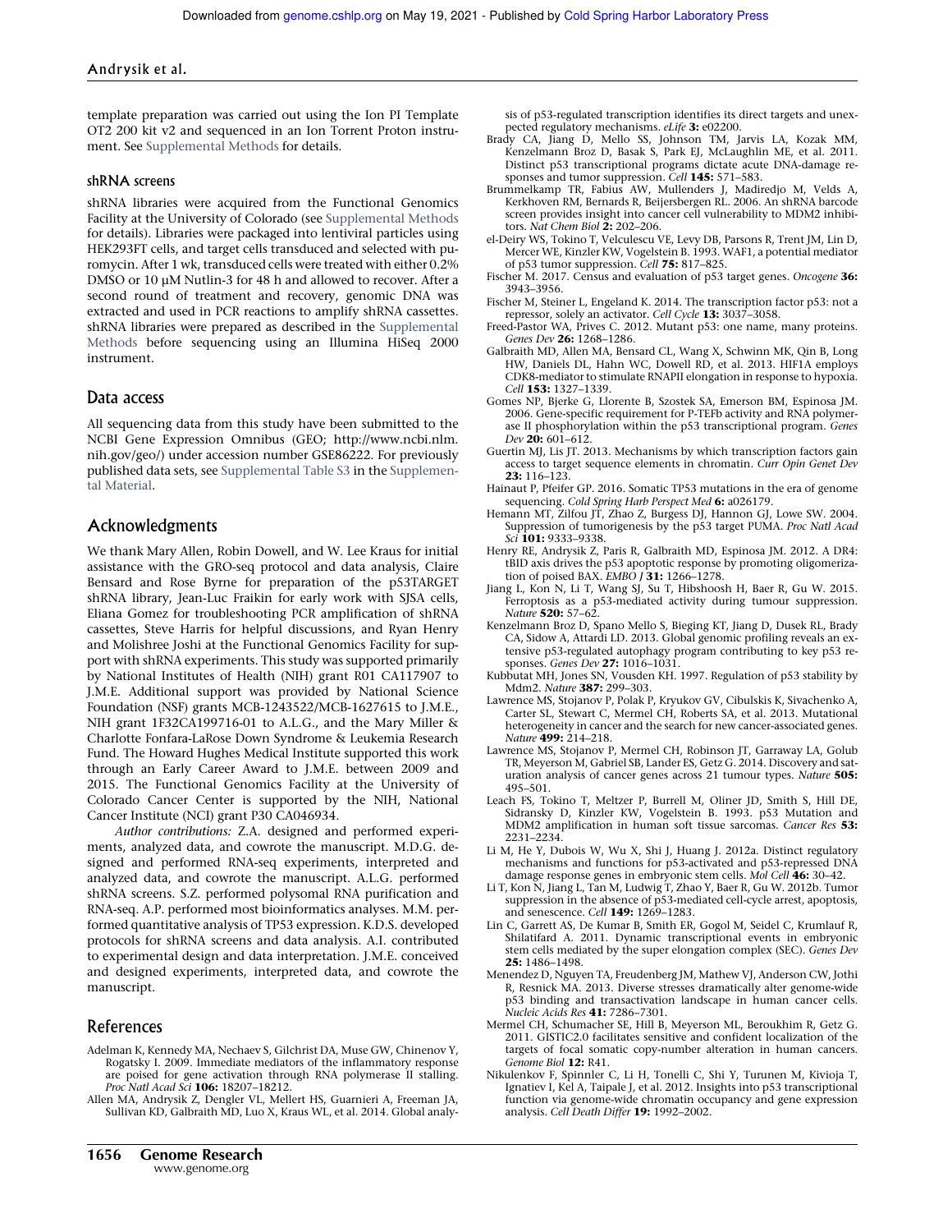template preparation was carried out using the Ion PI Template OT2 200 kit v2 and sequenced in an Ion Torrent Proton instrument. See Supplemental Methods for details.

### shRNA screens

shRNA libraries were acquired from the Functional Genomics Facility at the University of Colorado (see Supplemental Methods for details). Libraries were packaged into lentiviral particles using HEK293FT cells, and target cells transduced and selected with puromycin. After 1 wk, transduced cells were treated with either 0.2% DMSO or 10 µM Nutlin-3 for 48 h and allowed to recover. After a second round of treatment and recovery, genomic DNA was extracted and used in PCR reactions to amplify shRNA cassettes. shRNA libraries were prepared as described in the Supplemental Methods before sequencing using an Illumina HiSeq 2000 instrument.

## Data access

All sequencing data from this study have been submitted to the NCBI Gene Expression Omnibus (GEO; http://www.ncbi.nlm.nih.gov/geo/) under accession number GSE86222. For previously published data sets, see Supplemental Table S3 in the Supplemental Material.

## Acknowledgments

We thank Mary Allen, Robin Dowell, and W. Lee Kraus for initial assistance with the GRO-seq protocol and data analysis, Claire Bensard and Rose Byrne for preparation of the p53TARGET shRNA library, Jean-Luc Fraikin for early work with SJSA cells, Eliana Gomez for troubleshooting PCR amplification of shRNA cassettes, Steve Harris for helpful discussions, and Ryan Henry and Molishree Joshi at the Functional Genomics Facility for support with shRNA experiments. This study was supported primarily by National Institutes of Health (NIH) grant R01 CA117907 to J.M.E. Additional support was provided by National Science Foundation (NSF) grants MCB-1243522/MCB-1627615 to J.M.E., NIH grant 1F32CA199716-01 to A.L.G., and the Mary Miller & Charlotte Fonfara-LaRose Down Syndrome & Leukemia Research Fund. The Howard Hughes Medical Institute supported this work through an Early Career Award to J.M.E. between 2009 and 2015. The Functional Genomics Facility at the University of Colorado Cancer Center is supported by the NIH, National Cancer Institute (NCI) grant P30 CA046934.

*Author contributions:* Z.A. designed and performed experiments, analyzed data, and cowrote the manuscript. M.D.G. designed and performed RNA-seq experiments, interpreted and analyzed data, and cowrote the manuscript. A.L.G. performed shRNA screens. S.Z. performed polysomal RNA purification and RNA-seq. A.P. performed most bioinformatics analyses. M.M. performed quantitative analysis of TP53 expression. K.D.S. developed protocols for shRNA screens and data analysis. A.I. contributed to experimental design and data interpretation. J.M.E. conceived and designed experiments, interpreted data, and cowrote the manuscript.

## References

Adelman K, Kennedy MA, Nechaev S, Gilchrist DA, Muse GW, Chinenov Y, Rogatsky I. 2009. Immediate mediators of the inflammatory response are poised for gene activation through RNA polymerase II stalling. *Proc Natl Acad Sci* **106:** 18207–18212.

Allen MA, Andrysik Z, Dengler VL, Mellert HS, Guarnieri A, Freeman JA, Sullivan KD, Galbraith MD, Luo X, Kraus WL, et al. 2014. Global analysis of p53-regulated transcription identifies its direct targets and unexpected regulatory mechanisms. *eLife* **3:** e02200.

Brady CA, Jiang D, Mello SS, Johnson TM, Jarvis LA, Kozak MM, Kenzelmann Broz D, Basak S, Park EJ, McLaughlin ME, et al. 2011. Distinct p53 transcriptional programs dictate acute DNA-damage responses and tumor suppression. *Cell* **145:** 571–583.

Brummelkamp TR, Fabius AW, Mullenders J, Madiredjo M, Velds A, Kerkhoven RM, Bernards R, Beijersbergen RL. 2006. An shRNA barcode screen provides insight into cancer cell vulnerability to MDM2 inhibitors. *Nat Chem Biol* **2:** 202–206.

el-Deiry WS, Tokino T, Velculescu VE, Levy DB, Parsons R, Trent JM, Lin D, Mercer WE, Kinzler KW, Vogelstein B. 1993. WAF1, a potential mediator of p53 tumor suppression. *Cell* **75:** 817–825.

Fischer M. 2017. Census and evaluation of p53 target genes. *Oncogene* **36:** 3943–3956.

Fischer M, Steiner L, Engeland K. 2014. The transcription factor p53: not a repressor, solely an activator. *Cell Cycle* **13:** 3037–3058.

Freed-Pastor WA, Prives C. 2012. Mutant p53: one name, many proteins. *Genes Dev* **26:** 1268–1286.

Galbraith MD, Allen MA, Bensard CL, Wang X, Schwinn MK, Qin B, Long HW, Daniels DL, Hahn WC, Dowell RD, et al. 2013. HIF1A employs CDK8-mediator to stimulate RNAPII elongation in response to hypoxia. *Cell* **153:** 1327–1339.

Gomes NP, Bjerke G, Llorente B, Szostek SA, Emerson BM, Espinosa JM. 2006. Gene-specific requirement for P-TEFb activity and RNA polymerase II phosphorylation within the p53 transcriptional program. *Genes Dev* **20:** 601–612.

Guertin MJ, Lis JT. 2013. Mechanisms by which transcription factors gain access to target sequence elements in chromatin. *Curr Opin Genet Dev* **23:** 116–123.

Hainaut P, Pfeifer GP. 2016. Somatic TP53 mutations in the era of genome sequencing. *Cold Spring Harb Perspect Med* **6:** a026179.

Hemann MT, Zilfou JT, Zhao Z, Burgess DJ, Hannon GJ, Lowe SW. 2004. Suppression of tumorigenesis by the p53 target PUMA. *Proc Natl Acad Sci* **101:** 9333–9338.

Henry RE, Andrysik Z, Paris R, Galbraith MD, Espinosa JM. 2012. A DR4: tBID axis drives the p53 apoptotic response by promoting oligomerization of poised BAX. *EMBO J* **31:** 1266–1278.

Jiang L, Kon N, Li T, Wang SJ, Su T, Hibshoosh H, Baer R, Gu W. 2015. Ferroptosis as a p53-mediated activity during tumour suppression. *Nature* **520:** 57–62.

Kenzelmann Broz D, Spano Mello S, Bieging KT, Jiang D, Dusek RL, Brady CA, Sidow A, Attardi LD. 2013. Global genomic profiling reveals an extensive p53-regulated autophagy program contributing to key p53 responses. *Genes Dev* **27:** 1016–1031.

Kubbutat MH, Jones SN, Vousden KH. 1997. Regulation of p53 stability by Mdm2. *Nature* **387:** 299–303.

Lawrence MS, Stojanov P, Polak P, Kryukov GV, Cibulskis K, Sivachenko A, Carter SL, Stewart C, Mermel CH, Roberts SA, et al. 2013. Mutational heterogeneity in cancer and the search for new cancer-associated genes. *Nature* **499:** 214–218.

Lawrence MS, Stojanov P, Mermel CH, Robinson JT, Garraway LA, Golub TR, Meyerson M, Gabriel SB, Lander ES, Getz G. 2014. Discovery and saturation analysis of cancer genes across 21 tumour types. *Nature* **505:** 495–501.

Leach FS, Tokino T, Meltzer P, Burrell M, Oliner JD, Smith S, Hill DE, Sidransky D, Kinzler KW, Vogelstein B. 1993. p53 Mutation and MDM2 amplification in human soft tissue sarcomas. *Cancer Res* **53:** 2231–2234.

Li M, He Y, Dubois W, Wu X, Shi J, Huang J. 2012a. Distinct regulatory mechanisms and functions for p53-activated and p53-repressed DNA damage response genes in embryonic stem cells. *Mol Cell* **46:** 30–42.

Li T, Kon N, Jiang L, Tan M, Ludwig T, Zhao Y, Baer R, Gu W. 2012b. Tumor suppression in the absence of p53-mediated cell-cycle arrest, apoptosis, and senescence. *Cell* **149:** 1269–1283.

Lin C, Garrett AS, De Kumar B, Smith ER, Gogol M, Seidel C, Krumlauf R, Shilatifard A. 2011. Dynamic transcriptional events in embryonic stem cells mediated by the super elongation complex (SEC). *Genes Dev* **25:** 1486–1498.

Menendez D, Nguyen TA, Freudenberg JM, Mathew VJ, Anderson CW, Jothi R, Resnick MA. 2013. Diverse stresses dramatically alter genome-wide p53 binding and transactivation landscape in human cancer cells. *Nucleic Acids Res* **41:** 7286–7301.

Mermel CH, Schumacher SE, Hill B, Meyerson ML, Beroukhim R, Getz G. 2011. GISTIC2.0 facilitates sensitive and confident localization of the targets of focal somatic copy-number alteration in human cancers. *Genome Biol* **12:** R41.

Nikulenkov F, Spinnler C, Li H, Tonelli C, Shi Y, Turunen M, Kivioja T, Ignatiev I, Kel A, Taipale J, et al. 2012. Insights into p53 transcriptional function via genome-wide chromatin occupancy and gene expression analysis. *Cell Death Differ* **19:** 1992–2002.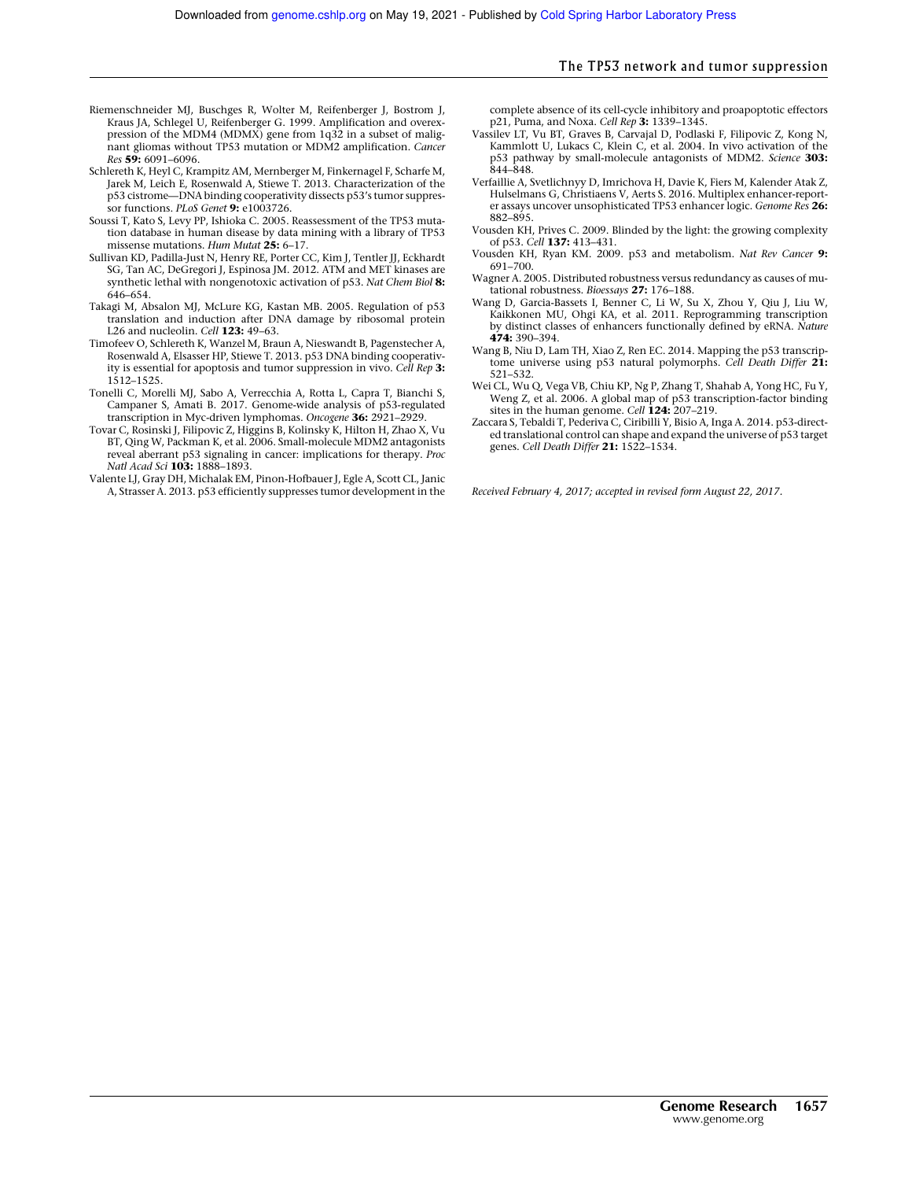Riemenschneider MJ, Buschges R, Wolter M, Reifenberger J, Bostrom J, Kraus JA, Schlegel U, Reifenberger G. 1999. Amplification and overexpression of the MDM4 (MDMX) gene from 1q32 in a subset of malignant gliomas without TP53 mutation or MDM2 amplification. *Cancer Res* **59:** 6091–6096.

Schlereth K, Heyl C, Krampitz AM, Mernberger M, Finkernagel F, Scharfe M, Jarek M, Leich E, Rosenwald A, Stiewe T. 2013. Characterization of the p53 cistrome—DNA binding cooperativity dissects p53's tumor suppressor functions. *PLoS Genet* **9:** e1003726.

Soussi T, Kato S, Levy PP, Ishioka C. 2005. Reassessment of the TP53 mutation database in human disease by data mining with a library of TP53 missense mutations. *Hum Mutat* **25:** 6–17.

Sullivan KD, Padilla-Just N, Henry RE, Porter CC, Kim J, Tentler JJ, Eckhardt SG, Tan AC, DeGregori J, Espinosa JM. 2012. ATM and MET kinases are synthetic lethal with nongenotoxic activation of p53. *Nat Chem Biol* **8:** 646–654.

Takagi M, Absalon MJ, McLure KG, Kastan MB. 2005. Regulation of p53 translation and induction after DNA damage by ribosomal protein L26 and nucleolin. *Cell* **123:** 49–63.

Timofeev O, Schlereth K, Wanzel M, Braun A, Nieswandt B, Pagenstecher A, Rosenwald A, Elsasser HP, Stiewe T. 2013. p53 DNA binding cooperativity is essential for apoptosis and tumor suppression in vivo. *Cell Rep* **3:** 1512–1525.

Tonelli C, Morelli MJ, Sabo A, Verrecchia A, Rotta L, Capra T, Bianchi S, Campaner S, Amati B. 2017. Genome-wide analysis of p53-regulated transcription in Myc-driven lymphomas. *Oncogene* **36:** 2921–2929.

Tovar C, Rosinski J, Filipovic Z, Higgins B, Kolinsky K, Hilton H, Zhao X, Vu BT, Qing W, Packman K, et al. 2006. Small-molecule MDM2 antagonists reveal aberrant p53 signaling in cancer: implications for therapy. *Proc Natl Acad Sci* **103:** 1888–1893.

Valente LJ, Gray DH, Michalak EM, Pinon-Hofbauer J, Egle A, Scott CL, Janic A, Strasser A. 2013. p53 efficiently suppresses tumor development in the complete absence of its cell-cycle inhibitory and proapoptotic effectors p21, Puma, and Noxa. *Cell Rep* **3:** 1339–1345.

Vassilev LT, Vu BT, Graves B, Carvajal D, Podlaski F, Filipovic Z, Kong N, Kammlott U, Lukacs C, Klein C, et al. 2004. In vivo activation of the p53 pathway by small-molecule antagonists of MDM2. *Science* **303:** 844–848.

Verfaillie A, Svetlichnyy D, Imrichova H, Davie K, Fiers M, Kalender Atak Z, Hulselmans G, Christiaens V, Aerts S. 2016. Multiplex enhancer-reporter assays uncover unsophisticated TP53 enhancer logic. *Genome Res* **26:** 882–895.

Vousden KH, Prives C. 2009. Blinded by the light: the growing complexity of p53. *Cell* **137:** 413–431.

Vousden KH, Ryan KM. 2009. p53 and metabolism. *Nat Rev Cancer* **9:** 691–700.

Wagner A. 2005. Distributed robustness versus redundancy as causes of mutational robustness. *Bioessays* **27:** 176–188.

Wang D, Garcia-Bassets I, Benner C, Li W, Su X, Zhou Y, Qiu J, Liu W, Kaikkonen MU, Ohgi KA, et al. 2011. Reprogramming transcription by distinct classes of enhancers functionally defined by eRNA. *Nature* **474:** 390–394.

Wang B, Niu D, Lam TH, Xiao Z, Ren EC. 2014. Mapping the p53 transcriptome universe using p53 natural polymorphs. *Cell Death Differ* **21:** 521–532.

Wei CL, Wu Q, Vega VB, Chiu KP, Ng P, Zhang T, Shahab A, Yong HC, Fu Y, Weng Z, et al. 2006. A global map of p53 transcription-factor binding sites in the human genome. *Cell* **124:** 207–219.

Zaccara S, Tebaldi T, Pederiva C, Ciribilli Y, Bisio A, Inga A. 2014. p53-directed translational control can shape and expand the universe of p53 target genes. *Cell Death Differ* **21:** 1522–1534.

*Received February 4, 2017; accepted in revised form August 22, 2017.*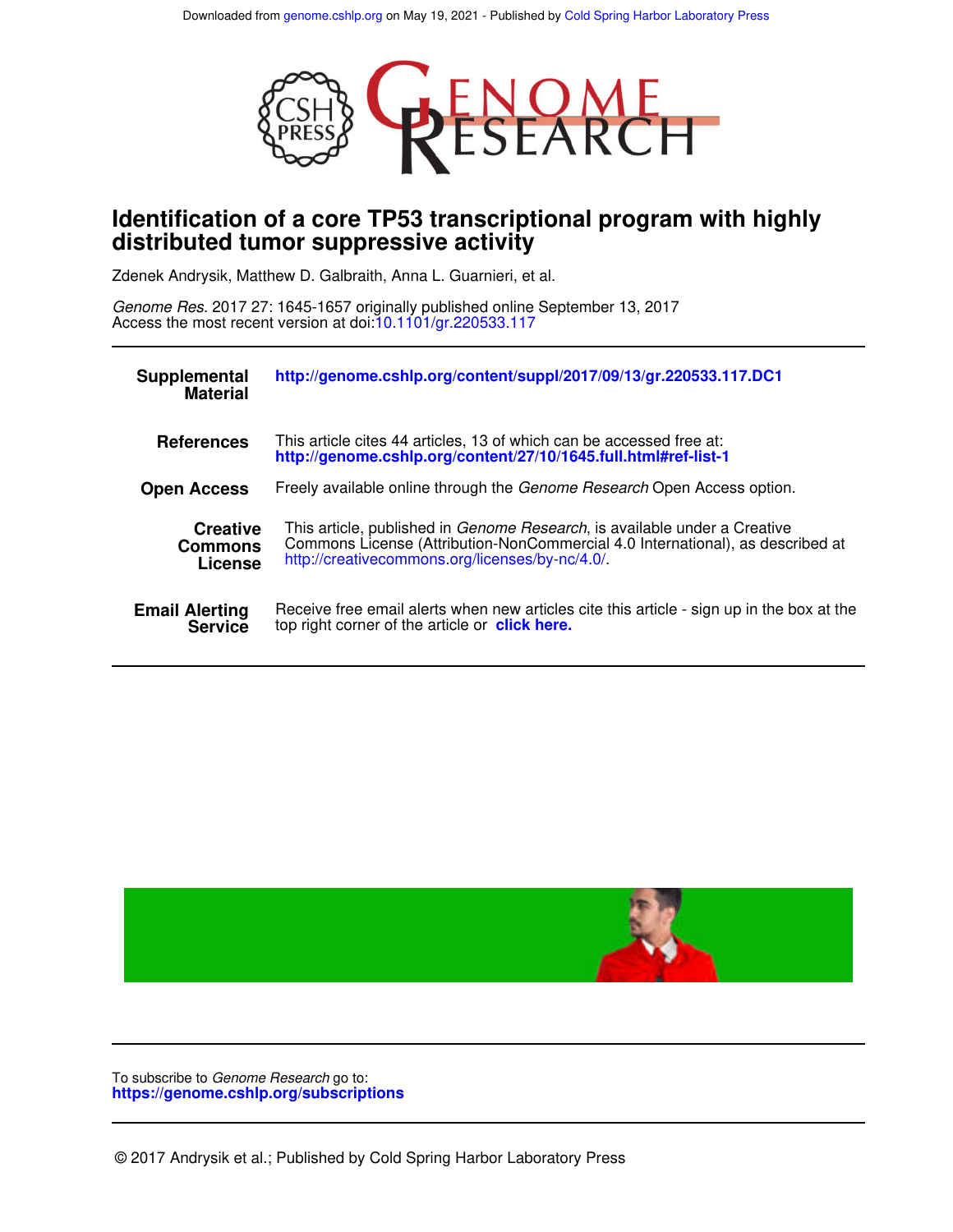Downloaded from genome.cshlp.org on May 19, 2021 - Published by Cold Spring Harbor Laboratory Press

# Identification of a core TP53 transcriptional program with highly distributed tumor suppressive activity

Zdenek Andrysik, Matthew D. Galbraith, Anna L. Guarnieri, et al.

*Genome Res.* 2017 27: 1645-1657 originally published online September 13, 2017
Access the most recent version at doi:10.1101/gr.220533.117

| | |
|---|---|
| **Supplemental Material** | **http://genome.cshlp.org/content/suppl/2017/09/13/gr.220533.117.DC1** |
| **References** | This article cites 44 articles, 13 of which can be accessed free at: **http://genome.cshlp.org/content/27/10/1645.full.html#ref-list-1** |
| **Open Access** | Freely available online through the *Genome Research* Open Access option. |
| **Creative Commons License** | This article, published in *Genome Research*, is available under a Creative Commons License (Attribution-NonCommercial 4.0 International), as described at http://creativecommons.org/licenses/by-nc/4.0/. |
| **Email Alerting Service** | Receive free email alerts when new articles cite this article - sign up in the box at the top right corner of the article or **click here.** |

To subscribe to *Genome Research* go to:
**https://genome.cshlp.org/subscriptions**

© 2017 Andrysik et al.; Published by Cold Spring Harbor Laboratory Press